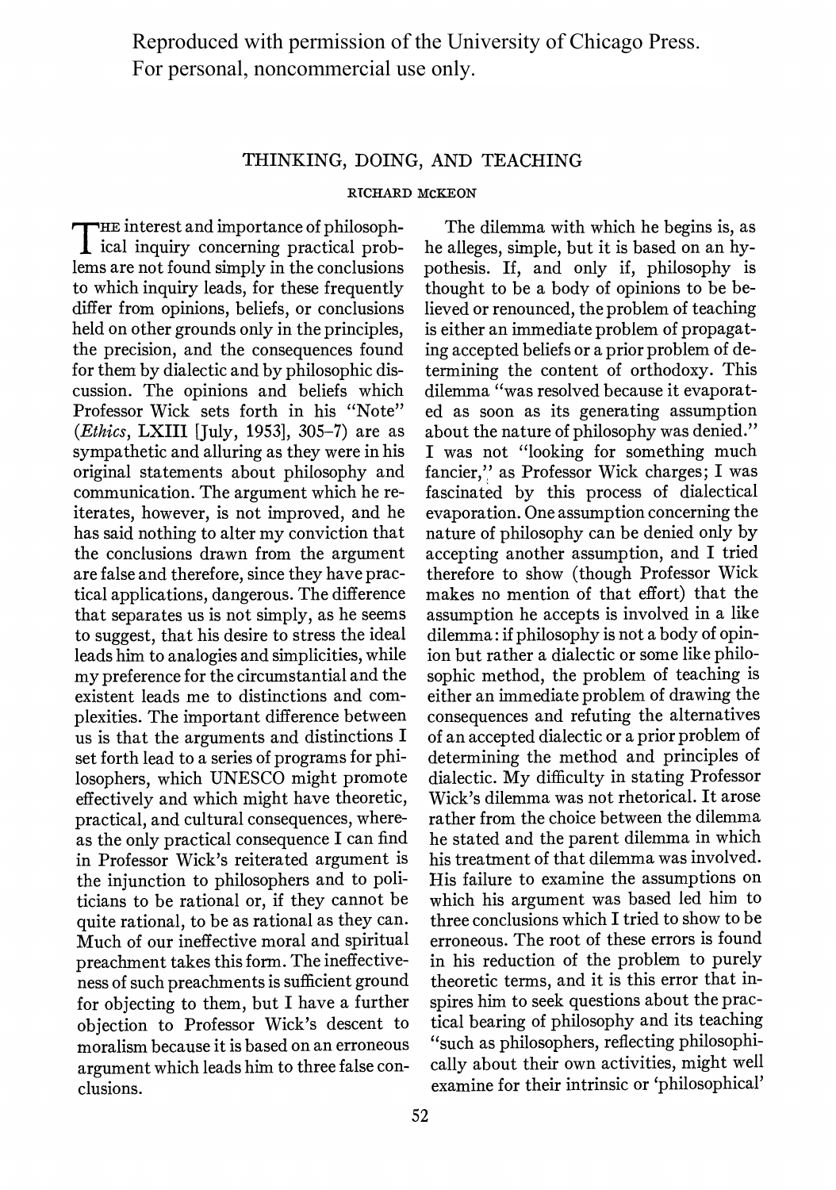Reproduced with permission of the University of Chicago Press. For personal, noncommercial use only.

# THINKING, DOING, AND TEACHING

RICHARD McKEON

The interest and importance of philosophical inquiry concerning practical problems are not found simply in the conclusions to which inquiry leads, for these frequently differ from opinions, beliefs, or conclusions held on other grounds only in the principles, the precision, and the consequences found for them by dialectic and by philosophic discussion. The opinions and beliefs which Professor Wick sets forth in his "Note" (*Ethics*, LXIII [July, 1953], 305–7) are as sympathetic and alluring as they were in his original statements about philosophy and communication. The argument which he reiterates, however, is not improved, and he has said nothing to alter my conviction that the conclusions drawn from the argument are false and therefore, since they have practical applications, dangerous. The difference that separates us is not simply, as he seems to suggest, that his desire to stress the ideal leads him to analogies and simplicities, while my preference for the circumstantial and the existent leads me to distinctions and complexities. The important difference between us is that the arguments and distinctions I set forth lead to a series of programs for philosophers, which UNESCO might promote effectively and which might have theoretic, practical, and cultural consequences, whereas the only practical consequence I can find in Professor Wick's reiterated argument is the injunction to philosophers and to politicians to be rational or, if they cannot be quite rational, to be as rational as they can. Much of our ineffective moral and spiritual preachment takes this form. The ineffectiveness of such preachments is sufficient ground for objecting to them, but I have a further objection to Professor Wick's descent to moralism because it is based on an erroneous argument which leads him to three false conclusions.

The dilemma with which he begins is, as he alleges, simple, but it is based on an hypothesis. If, and only if, philosophy is thought to be a body of opinions to be believed or renounced, the problem of teaching is either an immediate problem of propagating accepted beliefs or a prior problem of determining the content of orthodoxy. This dilemma "was resolved because it evaporated as soon as its generating assumption about the nature of philosophy was denied." I was not "looking for something much fancier," as Professor Wick charges; I was fascinated by this process of dialectical evaporation. One assumption concerning the nature of philosophy can be denied only by accepting another assumption, and I tried therefore to show (though Professor Wick makes no mention of that effort) that the assumption he accepts is involved in a like dilemma: if philosophy is not a body of opinion but rather a dialectic or some like philosophic method, the problem of teaching is either an immediate problem of drawing the consequences and refuting the alternatives of an accepted dialectic or a prior problem of determining the method and principles of dialectic. My difficulty in stating Professor Wick's dilemma was not rhetorical. It arose rather from the choice between the dilemma he stated and the parent dilemma in which his treatment of that dilemma was involved. His failure to examine the assumptions on which his argument was based led him to three conclusions which I tried to show to be erroneous. The root of these errors is found in his reduction of the problem to purely theoretic terms, and it is this error that inspires him to seek questions about the practical bearing of philosophy and its teaching "such as philosophers, reflecting philosophically about their own activities, might well examine for their intrinsic or 'philosophical'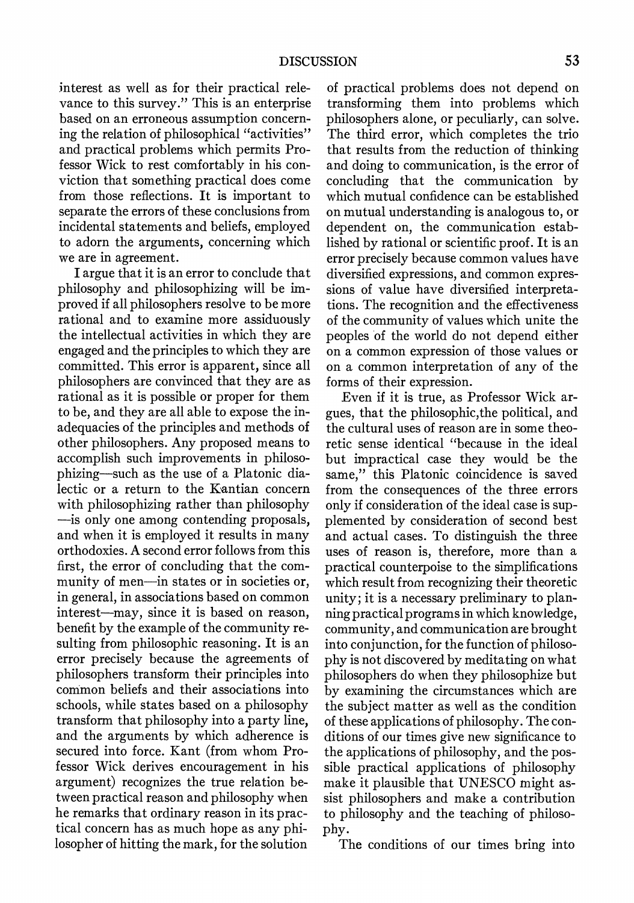interest as well as for their practical relevance to this survey." This is an enterprise based on an erroneous assumption concerning the relation of philosophical "activities" and practical problems which permits Professor Wick to rest comfortably in his conviction that something practical does come from those reflections. It is important to separate the errors of these conclusions from incidental statements and beliefs, employed to adorn the arguments, concerning which we are in agreement.

I argue that it is an error to conclude that philosophy and philosophizing will be improved if all philosophers resolve to be more rational and to examine more assiduously the intellectual activities in which they are engaged and the principles to which they are committed. This error is apparent, since all philosophers are convinced that they are as rational as it is possible or proper for them to be, and they are all able to expose the inadequacies of the principles and methods of other philosophers. Any proposed means to accomplish such improvements in philosophizing—such as the use of a Platonic dialectic or a return to the Kantian concern with philosophizing rather than philosophy—is only one among contending proposals, and when it is employed it results in many orthodoxies. A second error follows from this first, the error of concluding that the community of men—in states or in societies or, in general, in associations based on common interest—may, since it is based on reason, benefit by the example of the community resulting from philosophic reasoning. It is an error precisely because the agreements of philosophers transform their principles into common beliefs and their associations into schools, while states based on a philosophy transform that philosophy into a party line, and the arguments by which adherence is secured into force. Kant (from whom Professor Wick derives encouragement in his argument) recognizes the true relation between practical reason and philosophy when he remarks that ordinary reason in its practical concern has as much hope as any philosopher of hitting the mark, for the solution of practical problems does not depend on transforming them into problems which philosophers alone, or peculiarly, can solve. The third error, which completes the trio that results from the reduction of thinking and doing to communication, is the error of concluding that the communication by which mutual confidence can be established on mutual understanding is analogous to, or dependent on, the communication established by rational or scientific proof. It is an error precisely because common values have diversified expressions, and common expressions of value have diversified interpretations. The recognition and the effectiveness of the community of values which unite the peoples of the world do not depend either on a common expression of those values or on a common interpretation of any of the forms of their expression.

Even if it is true, as Professor Wick argues, that the philosophic, the political, and the cultural uses of reason are in some theoretic sense identical "because in the ideal but impractical case they would be the same," this Platonic coincidence is saved from the consequences of the three errors only if consideration of the ideal case is supplemented by consideration of second best and actual cases. To distinguish the three uses of reason is, therefore, more than a practical counterpoise to the simplifications which result from recognizing their theoretic unity; it is a necessary preliminary to planning practical programs in which knowledge, community, and communication are brought into conjunction, for the function of philosophy is not discovered by meditating on what philosophers do when they philosophize but by examining the circumstances which are the subject matter as well as the condition of these applications of philosophy. The conditions of our times give new significance to the applications of philosophy, and the possible practical applications of philosophy make it plausible that UNESCO might assist philosophers and make a contribution to philosophy and the teaching of philosophy.

The conditions of our times bring into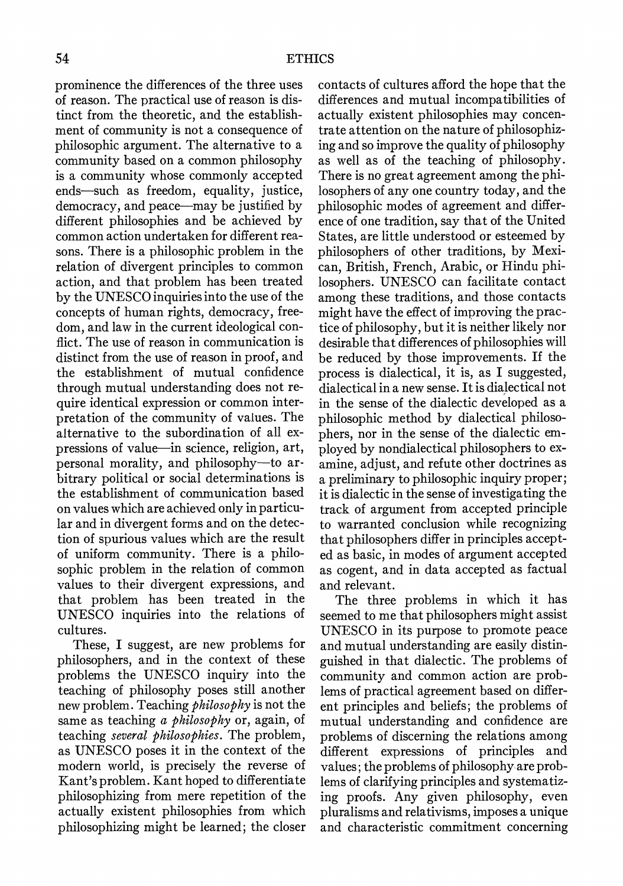prominence the differences of the three uses of reason. The practical use of reason is distinct from the theoretic, and the establishment of community is not a consequence of philosophic argument. The alternative to a community based on a common philosophy is a community whose commonly accepted ends—such as freedom, equality, justice, democracy, and peace—may be justified by different philosophies and be achieved by common action undertaken for different reasons. There is a philosophic problem in the relation of divergent principles to common action, and that problem has been treated by the UNESCO inquiries into the use of the concepts of human rights, democracy, freedom, and law in the current ideological conflict. The use of reason in communication is distinct from the use of reason in proof, and the establishment of mutual confidence through mutual understanding does not require identical expression or common interpretation of the community of values. The alternative to the subordination of all expressions of value—in science, religion, art, personal morality, and philosophy—to arbitrary political or social determinations is the establishment of communication based on values which are achieved only in particular and in divergent forms and on the detection of spurious values which are the result of uniform community. There is a philosophic problem in the relation of common values to their divergent expressions, and that problem has been treated in the UNESCO inquiries into the relations of cultures.

These, I suggest, are new problems for philosophers, and in the context of these problems the UNESCO inquiry into the teaching of philosophy poses still another new problem. Teaching *philosophy* is not the same as teaching *a philosophy* or, again, of teaching *several philosophies*. The problem, as UNESCO poses it in the context of the modern world, is precisely the reverse of Kant's problem. Kant hoped to differentiate philosophizing from mere repetition of the actually existent philosophies from which philosophizing might be learned; the closer contacts of cultures afford the hope that the differences and mutual incompatibilities of actually existent philosophies may concentrate attention on the nature of philosophizing and so improve the quality of philosophy as well as of the teaching of philosophy. There is no great agreement among the philosophers of any one country today, and the philosophic modes of agreement and difference of one tradition, say that of the United States, are little understood or esteemed by philosophers of other traditions, by Mexican, British, French, Arabic, or Hindu philosophers. UNESCO can facilitate contact among these traditions, and those contacts might have the effect of improving the practice of philosophy, but it is neither likely nor desirable that differences of philosophies will be reduced by those improvements. If the process is dialectical, it is, as I suggested, dialectical in a new sense. It is dialectical not in the sense of the dialectic developed as a philosophic method by dialectical philosophers, nor in the sense of the dialectic employed by nondialectical philosophers to examine, adjust, and refute other doctrines as a preliminary to philosophic inquiry proper; it is dialectic in the sense of investigating the track of argument from accepted principle to warranted conclusion while recognizing that philosophers differ in principles accepted as basic, in modes of argument accepted as cogent, and in data accepted as factual and relevant.

The three problems in which it has seemed to me that philosophers might assist UNESCO in its purpose to promote peace and mutual understanding are easily distinguished in that dialectic. The problems of community and common action are problems of practical agreement based on different principles and beliefs; the problems of mutual understanding and confidence are problems of discerning the relations among different expressions of principles and values; the problems of philosophy are problems of clarifying principles and systematizing proofs. Any given philosophy, even pluralisms and relativisms, imposes a unique and characteristic commitment concerning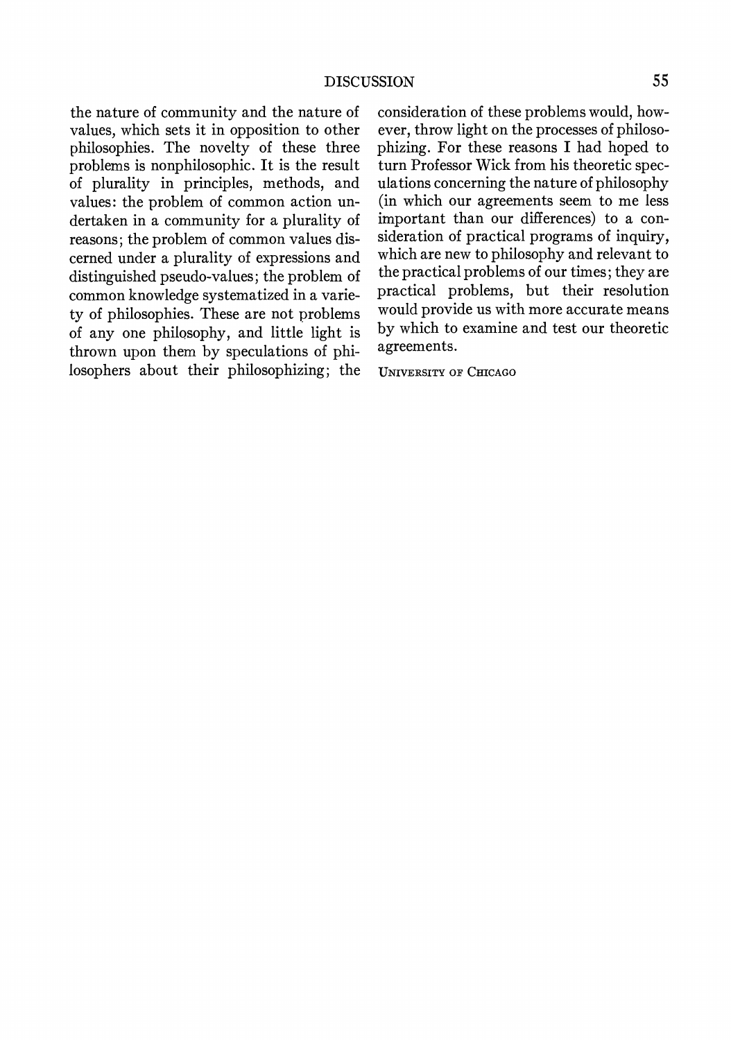the nature of community and the nature of values, which sets it in opposition to other philosophies. The novelty of these three problems is nonphilosophic. It is the result of plurality in principles, methods, and values: the problem of common action undertaken in a community for a plurality of reasons; the problem of common values discerned under a plurality of expressions and distinguished pseudo-values; the problem of common knowledge systematized in a variety of philosophies. These are not problems of any one philosophy, and little light is thrown upon them by speculations of philosophers about their philosophizing; the consideration of these problems would, however, throw light on the processes of philosophizing. For these reasons I had hoped to turn Professor Wick from his theoretic speculations concerning the nature of philosophy (in which our agreements seem to me less important than our differences) to a consideration of practical programs of inquiry, which are new to philosophy and relevant to the practical problems of our times; they are practical problems, but their resolution would provide us with more accurate means by which to examine and test our theoretic agreements.

University of Chicago